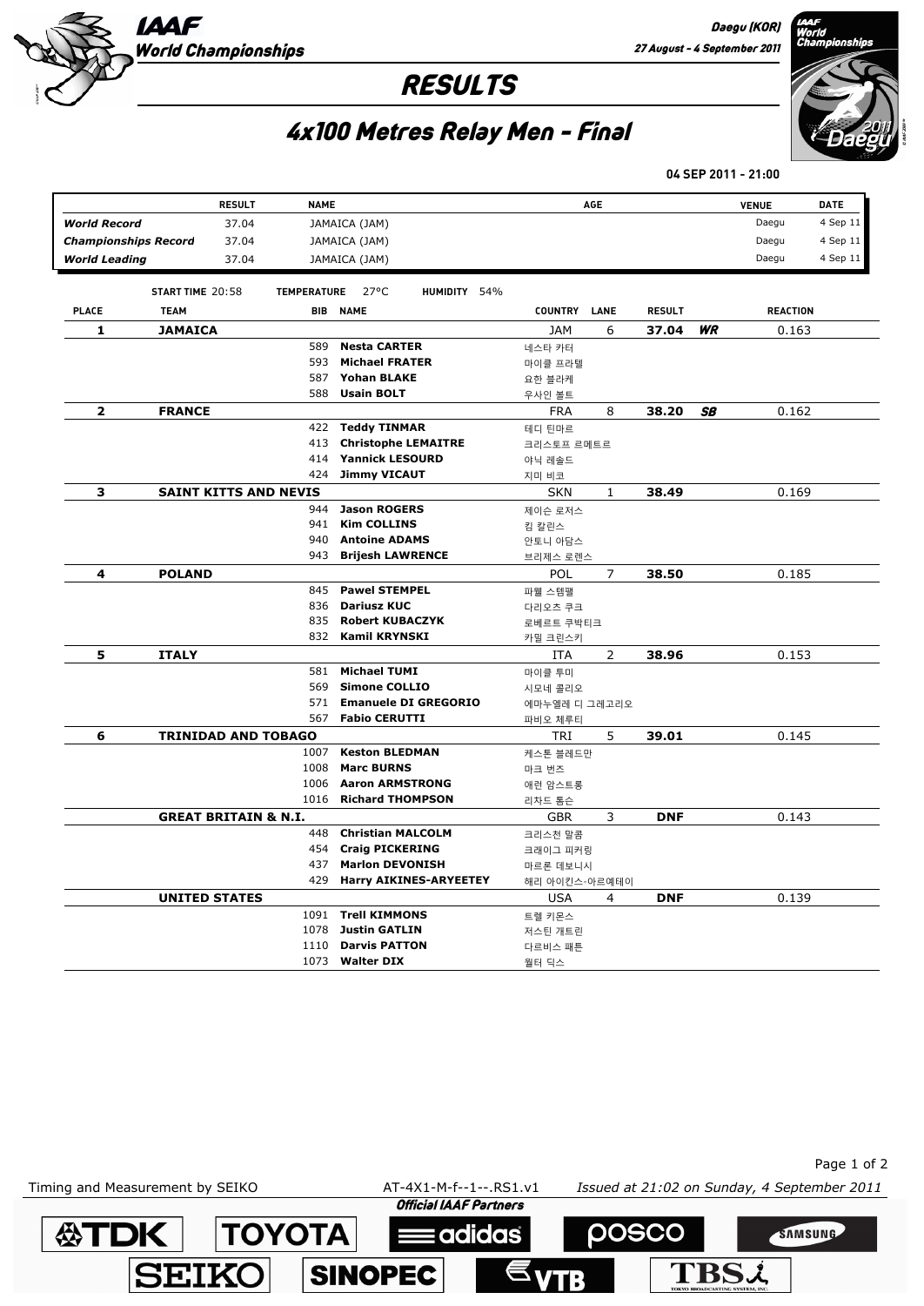IAAF World Championships

Daegu (KOR)
27 August - 4 September 2011

# RESULTS

## 4x100 Metres Relay Men - Final

04 SEP 2011 - 21:00

| | RESULT | NAME | AGE | VENUE | DATE |
|---|---|---|---|---|---|
| *World Record* | 37.04 | JAMAICA (JAM) | | Daegu | 4 Sep 11 |
| *Championships Record* | 37.04 | JAMAICA (JAM) | | Daegu | 4 Sep 11 |
| *World Leading* | 37.04 | JAMAICA (JAM) | | Daegu | 4 Sep 11 |

START TIME 20:58 TEMPERATURE 27°C HUMIDITY 54%

| PLACE | TEAM | BIB | NAME | COUNTRY | LANE | RESULT | | REACTION |
|---|---|---|---|---|---|---|---|---|
| **1** | **JAMAICA** | | | JAM | 6 | **37.04** | ***WR*** | 0.163 |
| | | 589 | **Nesta CARTER** | 네스타 카터 | | | | |
| | | 593 | **Michael FRATER** | 마이클 프라텔 | | | | |
| | | 587 | **Yohan BLAKE** | 요한 블라케 | | | | |
| | | 588 | **Usain BOLT** | 우사인 볼트 | | | | |
| **2** | **FRANCE** | | | FRA | 8 | **38.20** | ***SB*** | 0.162 |
| | | 422 | **Teddy TINMAR** | 테디 틴마르 | | | | |
| | | 413 | **Christophe LEMAITRE** | 크리스토프 르메트르 | | | | |
| | | 414 | **Yannick LESOURD** | 야닉 레솔드 | | | | |
| | | 424 | **Jimmy VICAUT** | 지미 비코 | | | | |
| **3** | **SAINT KITTS AND NEVIS** | | | SKN | 1 | **38.49** | | 0.169 |
| | | 944 | **Jason ROGERS** | 제이슨 로저스 | | | | |
| | | 941 | **Kim COLLINS** | 킴 칼린스 | | | | |
| | | 940 | **Antoine ADAMS** | 안토니 아담스 | | | | |
| | | 943 | **Brijesh LAWRENCE** | 브리제스 로렌스 | | | | |
| **4** | **POLAND** | | | POL | 7 | **38.50** | | 0.185 |
| | | 845 | **Pawel STEMPEL** | 파웰 스템펠 | | | | |
| | | 836 | **Dariusz KUC** | 다리오츠 쿠크 | | | | |
| | | 835 | **Robert KUBACZYK** | 로베르트 쿠박티크 | | | | |
| | | 832 | **Kamil KRYNSKI** | 카밀 크린스키 | | | | |
| **5** | **ITALY** | | | ITA | 2 | **38.96** | | 0.153 |
| | | 581 | **Michael TUMI** | 마이클 투미 | | | | |
| | | 569 | **Simone COLLIO** | 시모네 콜리오 | | | | |
| | | 571 | **Emanuele DI GREGORIO** | 에마누엘레 디 그레고리오 | | | | |
| | | 567 | **Fabio CERUTTI** | 파비오 체루티 | | | | |
| **6** | **TRINIDAD AND TOBAGO** | | | TRI | 5 | **39.01** | | 0.145 |
| | | 1007 | **Keston BLEDMAN** | 케스톤 블레드만 | | | | |
| | | 1008 | **Marc BURNS** | 마크 번즈 | | | | |
| | | 1006 | **Aaron ARMSTRONG** | 애런 암스트롱 | | | | |
| | | 1016 | **Richard THOMPSON** | 리차드 톰슨 | | | | |
| | **GREAT BRITAIN & N.I.** | | | GBR | 3 | **DNF** | | 0.143 |
| | | 448 | **Christian MALCOLM** | 크리스천 말콤 | | | | |
| | | 454 | **Craig PICKERING** | 크래이그 피커링 | | | | |
| | | 437 | **Marlon DEVONISH** | 마르론 데보니시 | | | | |
| | | 429 | **Harry AIKINES-ARYEETEY** | 해리 아이킨스-아르예테이 | | | | |
| | **UNITED STATES** | | | USA | 4 | **DNF** | | 0.139 |
| | | 1091 | **Trell KIMMONS** | 트렐 키몬스 | | | | |
| | | 1078 | **Justin GATLIN** | 저스틴 개트린 | | | | |
| | | 1110 | **Darvis PATTON** | 다르비스 패튼 | | | | |
| | | 1073 | **Walter DIX** | 월터 딕스 | | | | |

Timing and Measurement by SEIKO AT-4X1-M-f--1--.RS1.v1 *Issued at 21:02 on Sunday, 4 September 2011*

**Official IAAF Partners**

TDK TOYOTA adidas POSCO SAMSUNG SEIKO SINOPEC VTB TBS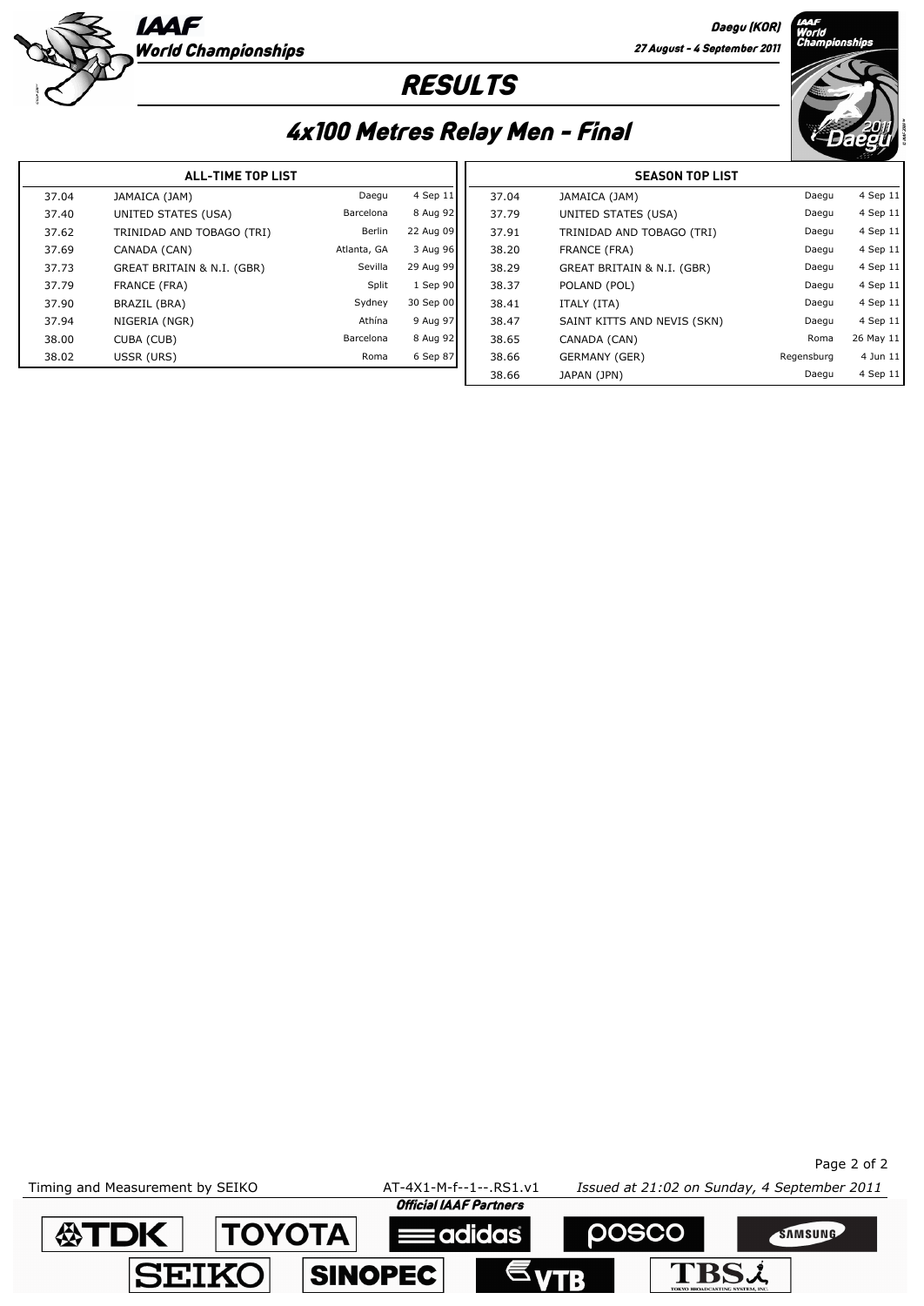# RESULTS

## 4x100 Metres Relay Men - Final

**ALL-TIME TOP LIST**

| | | | |
|---|---|---|---|
| 37.04 | JAMAICA (JAM) | Daegu | 4 Sep 11 |
| 37.40 | UNITED STATES (USA) | Barcelona | 8 Aug 92 |
| 37.62 | TRINIDAD AND TOBAGO (TRI) | Berlin | 22 Aug 09 |
| 37.69 | CANADA (CAN) | Atlanta, GA | 3 Aug 96 |
| 37.73 | GREAT BRITAIN & N.I. (GBR) | Sevilla | 29 Aug 99 |
| 37.79 | FRANCE (FRA) | Split | 1 Sep 90 |
| 37.90 | BRAZIL (BRA) | Sydney | 30 Sep 00 |
| 37.94 | NIGERIA (NGR) | Athína | 9 Aug 97 |
| 38.00 | CUBA (CUB) | Barcelona | 8 Aug 92 |
| 38.02 | USSR (URS) | Roma | 6 Sep 87 |

**SEASON TOP LIST**

| | | | |
|---|---|---|---|
| 37.04 | JAMAICA (JAM) | Daegu | 4 Sep 11 |
| 37.79 | UNITED STATES (USA) | Daegu | 4 Sep 11 |
| 37.91 | TRINIDAD AND TOBAGO (TRI) | Daegu | 4 Sep 11 |
| 38.20 | FRANCE (FRA) | Daegu | 4 Sep 11 |
| 38.29 | GREAT BRITAIN & N.I. (GBR) | Daegu | 4 Sep 11 |
| 38.37 | POLAND (POL) | Daegu | 4 Sep 11 |
| 38.41 | ITALY (ITA) | Daegu | 4 Sep 11 |
| 38.47 | SAINT KITTS AND NEVIS (SKN) | Daegu | 4 Sep 11 |
| 38.65 | CANADA (CAN) | Roma | 26 May 11 |
| 38.66 | GERMANY (GER) | Regensburg | 4 Jun 11 |
| 38.66 | JAPAN (JPN) | Daegu | 4 Sep 11 |

Timing and Measurement by SEIKO AT-4X1-M-f--1--.RS1.v1 *Issued at 21:02 on Sunday, 4 September 2011*